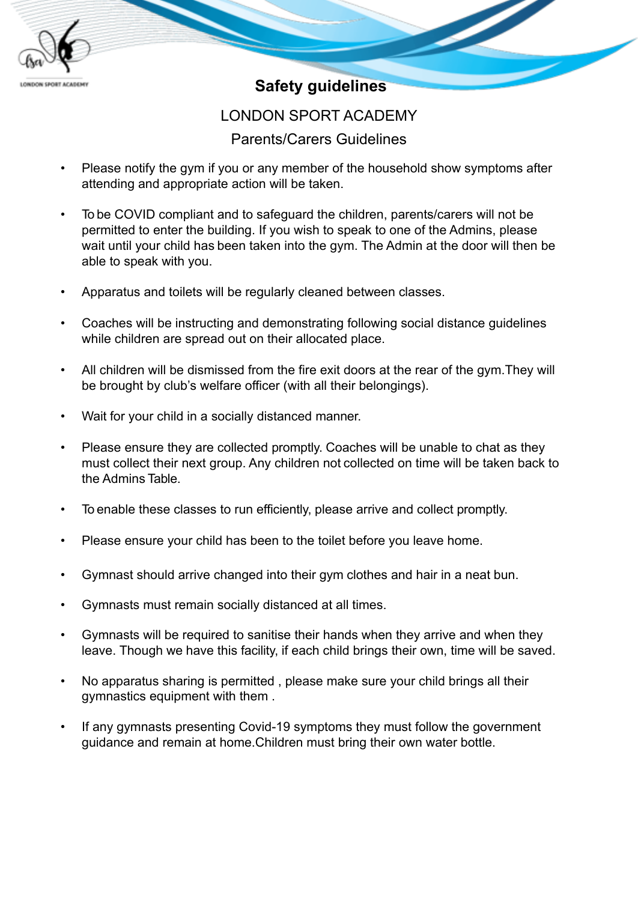# Safety guidelines

## LONDON SPORT ACADEMY

### Parents/Carers Guidelines

- Please notify the gym if you or any member of the household show symptoms after attending and appropriate action will be taken.
- To be COVID compliant and to safeguard the children, parents/carers will not be permitted to enter the building. If you wish to speak to one of the Admins, please wait until your child has been taken into the gym. The Admin at the door will then be able to speak with you.
- Apparatus and toilets will be regularly cleaned between classes.
- Coaches will be instructing and demonstrating following social distance guidelines while children are spread out on their allocated place.
- All children will be dismissed from the fire exit doors at the rear of the gym.They will be brought by club's welfare officer (with all their belongings).
- Wait for your child in a socially distanced manner.
- Please ensure they are collected promptly. Coaches will be unable to chat as they must collect their next group. Any children not collected on time will be taken back to the Admins Table.
- To enable these classes to run efficiently, please arrive and collect promptly.
- Please ensure your child has been to the toilet before you leave home.
- Gymnast should arrive changed into their gym clothes and hair in a neat bun.
- Gymnasts must remain socially distanced at all times.
- Gymnasts will be required to sanitise their hands when they arrive and when they leave. Though we have this facility, if each child brings their own, time will be saved.
- No apparatus sharing is permitted , please make sure your child brings all their gymnastics equipment with them .
- If any gymnasts presenting Covid-19 symptoms they must follow the government guidance and remain at home.Children must bring their own water bottle.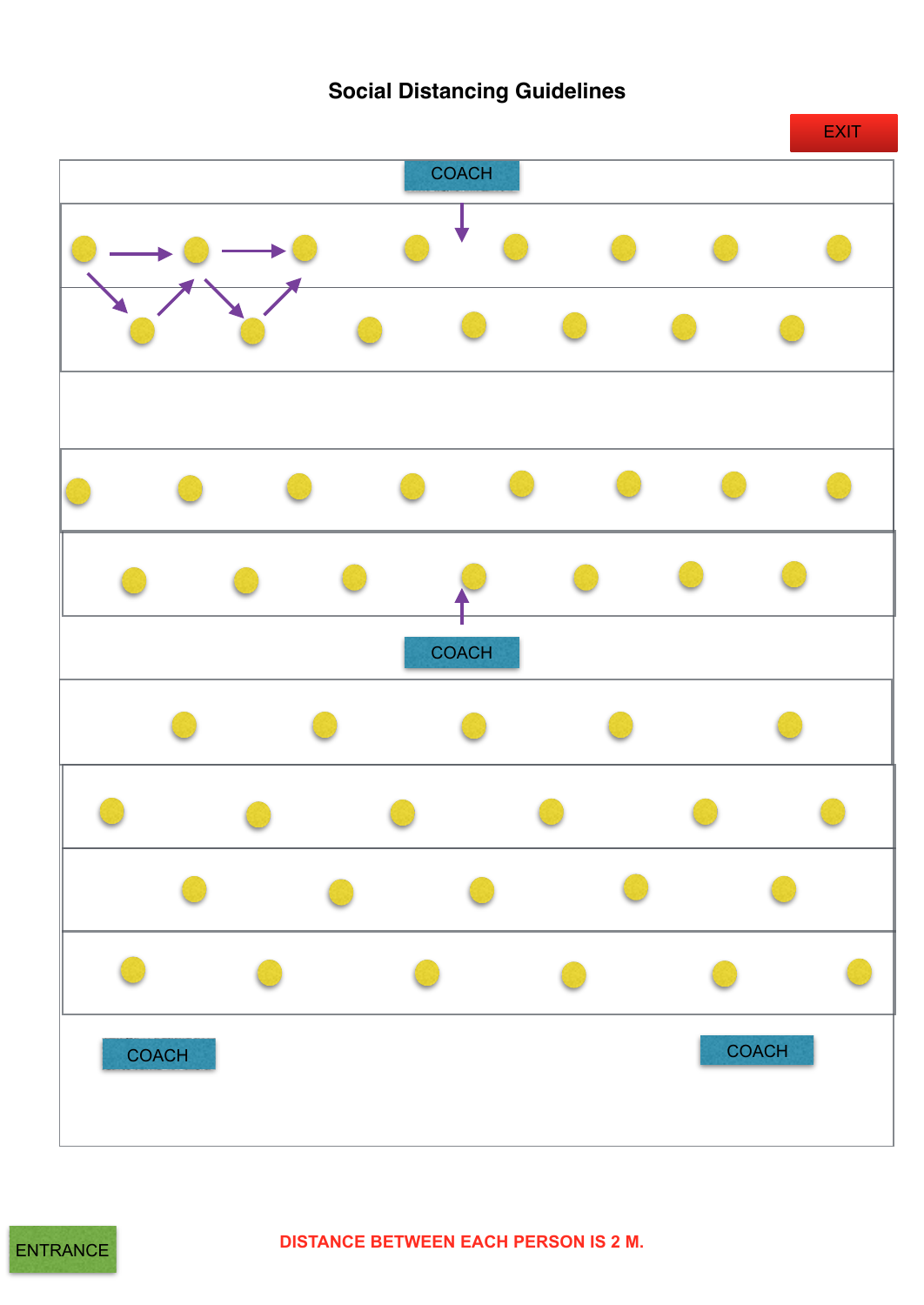# Social Distancing Guidelines

EXIT

COACH

COACH

COACH

COACH

ENTRANCE

DISTANCE BETWEEN EACH PERSON IS 2 M.